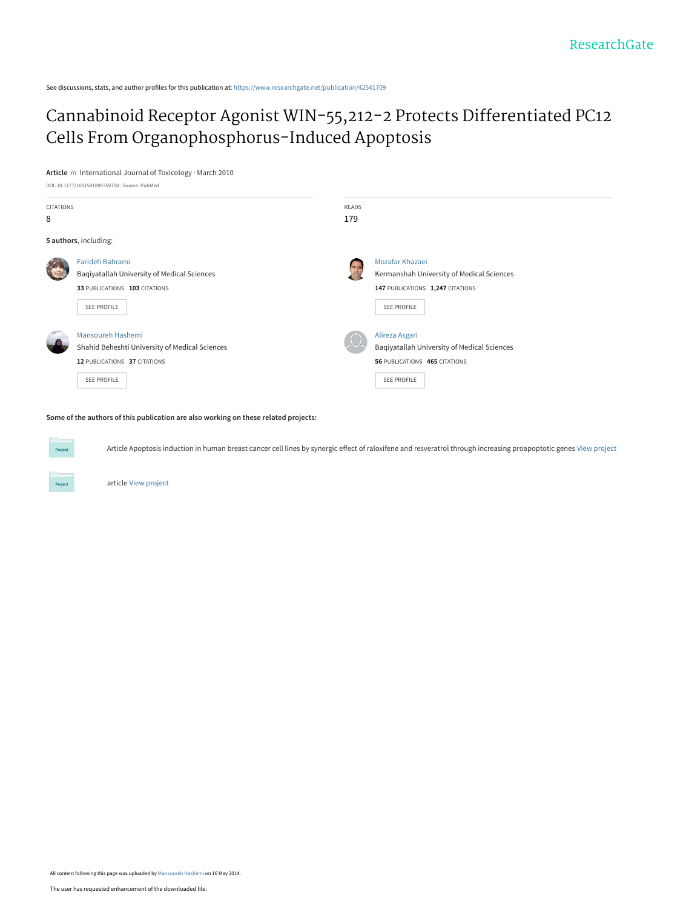ResearchGate

See discussions, stats, and author profiles for this publication at: https://www.researchgate.net/publication/42541709

# Cannabinoid Receptor Agonist WIN-55,212-2 Protects Differentiated PC12 Cells From Organophosphorus-Induced Apoptosis

**Article** *in* International Journal of Toxicology · March 2010

DOI: 10.1177/1091581809359708 · Source: PubMed

CITATIONS
8

READS
179

**5 authors**, including:

Farideh Bahrami
Baqiyatallah University of Medical Sciences
**33** PUBLICATIONS **103** CITATIONS
SEE PROFILE

Mozafar Khazaei
Kermanshah University of Medical Sciences
**147** PUBLICATIONS **1,247** CITATIONS
SEE PROFILE

Mansoureh Hashemi
Shahid Beheshti University of Medical Sciences
**12** PUBLICATIONS **37** CITATIONS
SEE PROFILE

Alireza Asgari
Baqiyatallah University of Medical Sciences
**56** PUBLICATIONS **465** CITATIONS
SEE PROFILE

**Some of the authors of this publication are also working on these related projects:**

Project — Article Apoptosis induction in human breast cancer cell lines by synergic effect of raloxifene and resveratrol through increasing proapoptotic genes View project

Project — article View project

All content following this page was uploaded by Mansoureh Hashemi on 16 May 2014.

The user has requested enhancement of the downloaded file.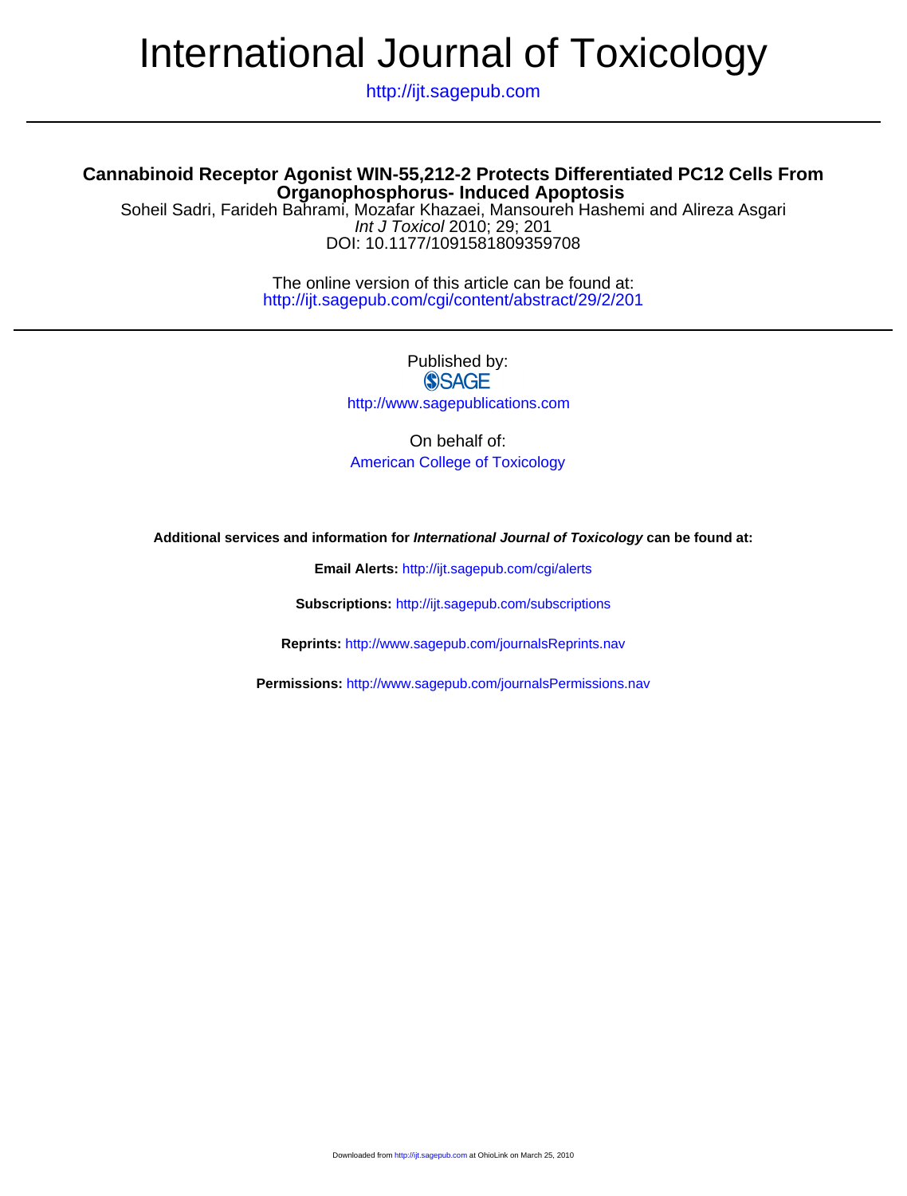# International Journal of Toxicology

http://ijt.sagepub.com

## Cannabinoid Receptor Agonist WIN-55,212-2 Protects Differentiated PC12 Cells From Organophosphorus- Induced Apoptosis

Soheil Sadri, Farideh Bahrami, Mozafar Khazaei, Mansoureh Hashemi and Alireza Asgari

*Int J Toxicol* 2010; 29; 201

DOI: 10.1177/1091581809359708

The online version of this article can be found at:
http://ijt.sagepub.com/cgi/content/abstract/29/2/201

Published by:

SAGE

http://www.sagepublications.com

On behalf of:

American College of Toxicology

**Additional services and information for *International Journal of Toxicology* can be found at:**

**Email Alerts:** http://ijt.sagepub.com/cgi/alerts

**Subscriptions:** http://ijt.sagepub.com/subscriptions

**Reprints:** http://www.sagepub.com/journalsReprints.nav

**Permissions:** http://www.sagepub.com/journalsPermissions.nav

Downloaded from http://ijt.sagepub.com at OhioLink on March 25, 2010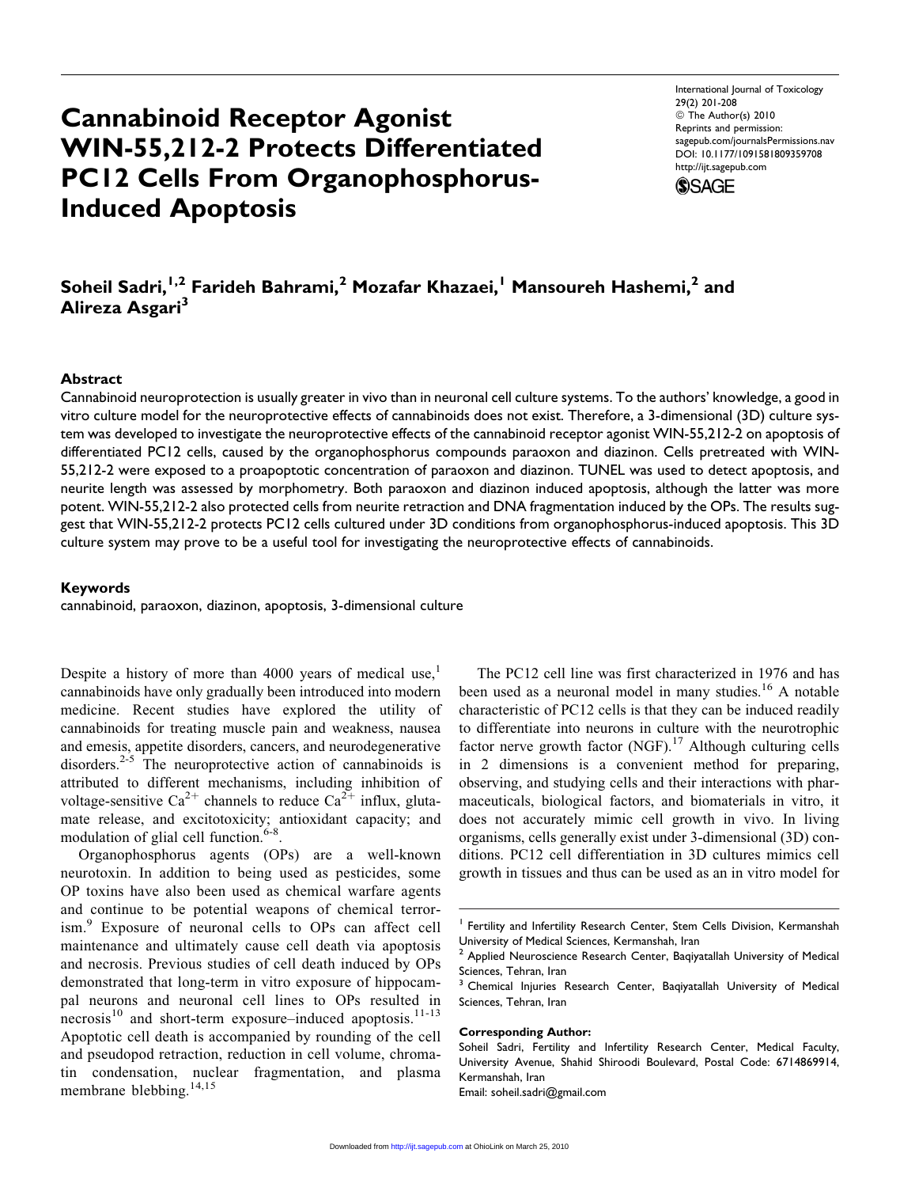# Cannabinoid Receptor Agonist WIN-55,212-2 Protects Differentiated PC12 Cells From Organophosphorus-Induced Apoptosis

**Soheil Sadri,[1,2] Farideh Bahrami,[2] Mozafar Khazaei,[1] Mansoureh Hashemi,[2] and Alireza Asgari[3]**

International Journal of Toxicology
29(2) 201-208
© The Author(s) 2010
Reprints and permission:
sagepub.com/journalsPermissions.nav
DOI: 10.1177/1091581809359708
http://ijt.sagepub.com

## Abstract

Cannabinoid neuroprotection is usually greater in vivo than in neuronal cell culture systems. To the authors' knowledge, a good in vitro culture model for the neuroprotective effects of cannabinoids does not exist. Therefore, a 3-dimensional (3D) culture system was developed to investigate the neuroprotective effects of the cannabinoid receptor agonist WIN-55,212-2 on apoptosis of differentiated PC12 cells, caused by the organophosphorus compounds paraoxon and diazinon. Cells pretreated with WIN-55,212-2 were exposed to a proapoptotic concentration of paraoxon and diazinon. TUNEL was used to detect apoptosis, and neurite length was assessed by morphometry. Both paraoxon and diazinon induced apoptosis, although the latter was more potent. WIN-55,212-2 also protected cells from neurite retraction and DNA fragmentation induced by the OPs. The results suggest that WIN-55,212-2 protects PC12 cells cultured under 3D conditions from organophosphorus-induced apoptosis. This 3D culture system may prove to be a useful tool for investigating the neuroprotective effects of cannabinoids.

## Keywords

cannabinoid, paraoxon, diazinon, apoptosis, 3-dimensional culture

Despite a history of more than 4000 years of medical use,[1] cannabinoids have only gradually been introduced into modern medicine. Recent studies have explored the utility of cannabinoids for treating muscle pain and weakness, nausea and emesis, appetite disorders, cancers, and neurodegenerative disorders.[2-5] The neuroprotective action of cannabinoids is attributed to different mechanisms, including inhibition of voltage-sensitive $Ca^{2+}$ channels to reduce $Ca^{2+}$ influx, glutamate release, and excitotoxicity; antioxidant capacity; and modulation of glial cell function.[6-8].

Organophosphorus agents (OPs) are a well-known neurotoxin. In addition to being used as pesticides, some OP toxins have also been used as chemical warfare agents and continue to be potential weapons of chemical terrorism.[9] Exposure of neuronal cells to OPs can affect cell maintenance and ultimately cause cell death via apoptosis and necrosis. Previous studies of cell death induced by OPs demonstrated that long-term in vitro exposure of hippocampal neurons and neuronal cell lines to OPs resulted in necrosis[10] and short-term exposure–induced apoptosis.[11-13] Apoptotic cell death is accompanied by rounding of the cell and pseudopod retraction, reduction in cell volume, chromatin condensation, nuclear fragmentation, and plasma membrane blebbing.[14,15]

The PC12 cell line was first characterized in 1976 and has been used as a neuronal model in many studies.[16] A notable characteristic of PC12 cells is that they can be induced readily to differentiate into neurons in culture with the neurotrophic factor nerve growth factor (NGF).[17] Although culturing cells in 2 dimensions is a convenient method for preparing, observing, and studying cells and their interactions with pharmaceuticals, biological factors, and biomaterials in vitro, it does not accurately mimic cell growth in vivo. In living organisms, cells generally exist under 3-dimensional (3D) conditions. PC12 cell differentiation in 3D cultures mimics cell growth in tissues and thus can be used as an in vitro model for

---

[1] Fertility and Infertility Research Center, Stem Cells Division, Kermanshah University of Medical Sciences, Kermanshah, Iran
[2] Applied Neuroscience Research Center, Baqiyatallah University of Medical Sciences, Tehran, Iran
[3] Chemical Injuries Research Center, Baqiyatallah University of Medical Sciences, Tehran, Iran

**Corresponding Author:**
Soheil Sadri, Fertility and Infertility Research Center, Medical Faculty, University Avenue, Shahid Shiroodi Boulevard, Postal Code: 6714869914, Kermanshah, Iran
Email: soheil.sadri@gmail.com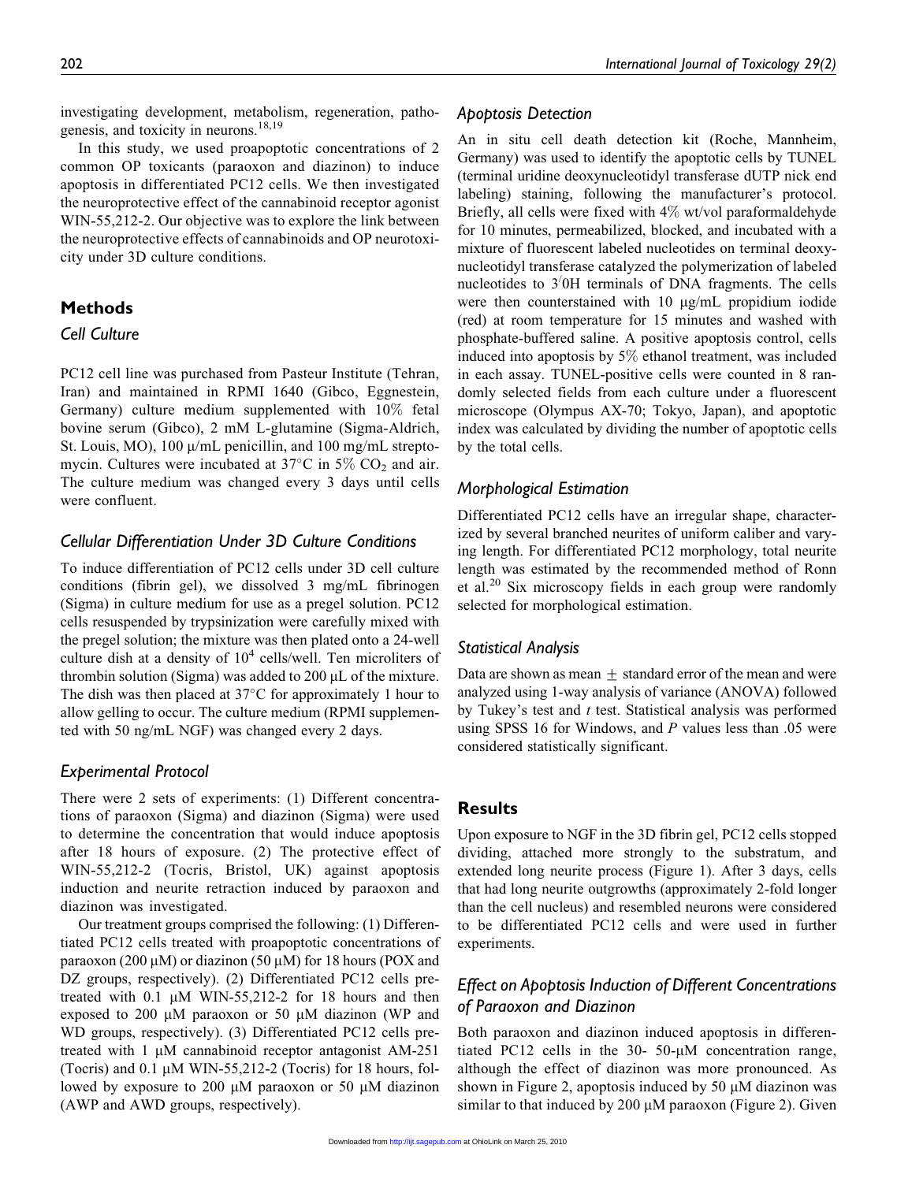investigating development, metabolism, regeneration, pathogenesis, and toxicity in neurons.[18,19]

In this study, we used proapoptotic concentrations of 2 common OP toxicants (paraoxon and diazinon) to induce apoptosis in differentiated PC12 cells. We then investigated the neuroprotective effect of the cannabinoid receptor agonist WIN-55,212-2. Our objective was to explore the link between the neuroprotective effects of cannabinoids and OP neurotoxicity under 3D culture conditions.

## Methods

### Cell Culture

PC12 cell line was purchased from Pasteur Institute (Tehran, Iran) and maintained in RPMI 1640 (Gibco, Eggnestein, Germany) culture medium supplemented with 10% fetal bovine serum (Gibco), 2 mM L-glutamine (Sigma-Aldrich, St. Louis, MO), 100 μ/mL penicillin, and 100 mg/mL streptomycin. Cultures were incubated at 37°C in 5% $CO_2$ and air. The culture medium was changed every 3 days until cells were confluent.

### Cellular Differentiation Under 3D Culture Conditions

To induce differentiation of PC12 cells under 3D cell culture conditions (fibrin gel), we dissolved 3 mg/mL fibrinogen (Sigma) in culture medium for use as a pregel solution. PC12 cells resuspended by trypsinization were carefully mixed with the pregel solution; the mixture was then plated onto a 24-well culture dish at a density of $10^4$ cells/well. Ten microliters of thrombin solution (Sigma) was added to 200 μL of the mixture. The dish was then placed at 37°C for approximately 1 hour to allow gelling to occur. The culture medium (RPMI supplemented with 50 ng/mL NGF) was changed every 2 days.

### Experimental Protocol

There were 2 sets of experiments: (1) Different concentrations of paraoxon (Sigma) and diazinon (Sigma) were used to determine the concentration that would induce apoptosis after 18 hours of exposure. (2) The protective effect of WIN-55,212-2 (Tocris, Bristol, UK) against apoptosis induction and neurite retraction induced by paraoxon and diazinon was investigated.

Our treatment groups comprised the following: (1) Differentiated PC12 cells treated with proapoptotic concentrations of paraoxon (200 μM) or diazinon (50 μM) for 18 hours (POX and DZ groups, respectively). (2) Differentiated PC12 cells pretreated with 0.1 μM WIN-55,212-2 for 18 hours and then exposed to 200 μM paraoxon or 50 μM diazinon (WP and WD groups, respectively). (3) Differentiated PC12 cells pretreated with 1 μM cannabinoid receptor antagonist AM-251 (Tocris) and 0.1 μM WIN-55,212-2 (Tocris) for 18 hours, followed by exposure to 200 μM paraoxon or 50 μM diazinon (AWP and AWD groups, respectively).

### Apoptosis Detection

An in situ cell death detection kit (Roche, Mannheim, Germany) was used to identify the apoptotic cells by TUNEL (terminal uridine deoxynucleotidyl transferase dUTP nick end labeling) staining, following the manufacturer's protocol. Briefly, all cells were fixed with 4% wt/vol paraformaldehyde for 10 minutes, permeabilized, blocked, and incubated with a mixture of fluorescent labeled nucleotides on terminal deoxynucleotidyl transferase catalyzed the polymerization of labeled nucleotides to 3′0H terminals of DNA fragments. The cells were then counterstained with 10 μg/mL propidium iodide (red) at room temperature for 15 minutes and washed with phosphate-buffered saline. A positive apoptosis control, cells induced into apoptosis by 5% ethanol treatment, was included in each assay. TUNEL-positive cells were counted in 8 randomly selected fields from each culture under a fluorescent microscope (Olympus AX-70; Tokyo, Japan), and apoptotic index was calculated by dividing the number of apoptotic cells by the total cells.

### Morphological Estimation

Differentiated PC12 cells have an irregular shape, characterized by several branched neurites of uniform caliber and varying length. For differentiated PC12 morphology, total neurite length was estimated by the recommended method of Ronn et al.[20] Six microscopy fields in each group were randomly selected for morphological estimation.

### Statistical Analysis

Data are shown as mean ± standard error of the mean and were analyzed using 1-way analysis of variance (ANOVA) followed by Tukey's test and *t* test. Statistical analysis was performed using SPSS 16 for Windows, and *P* values less than .05 were considered statistically significant.

## Results

Upon exposure to NGF in the 3D fibrin gel, PC12 cells stopped dividing, attached more strongly to the substratum, and extended long neurite process (Figure 1). After 3 days, cells that had long neurite outgrowths (approximately 2-fold longer than the cell nucleus) and resembled neurons were considered to be differentiated PC12 cells and were used in further experiments.

### Effect on Apoptosis Induction of Different Concentrations of Paraoxon and Diazinon

Both paraoxon and diazinon induced apoptosis in differentiated PC12 cells in the 30- 50-μM concentration range, although the effect of diazinon was more pronounced. As shown in Figure 2, apoptosis induced by 50 μM diazinon was similar to that induced by 200 μM paraoxon (Figure 2). Given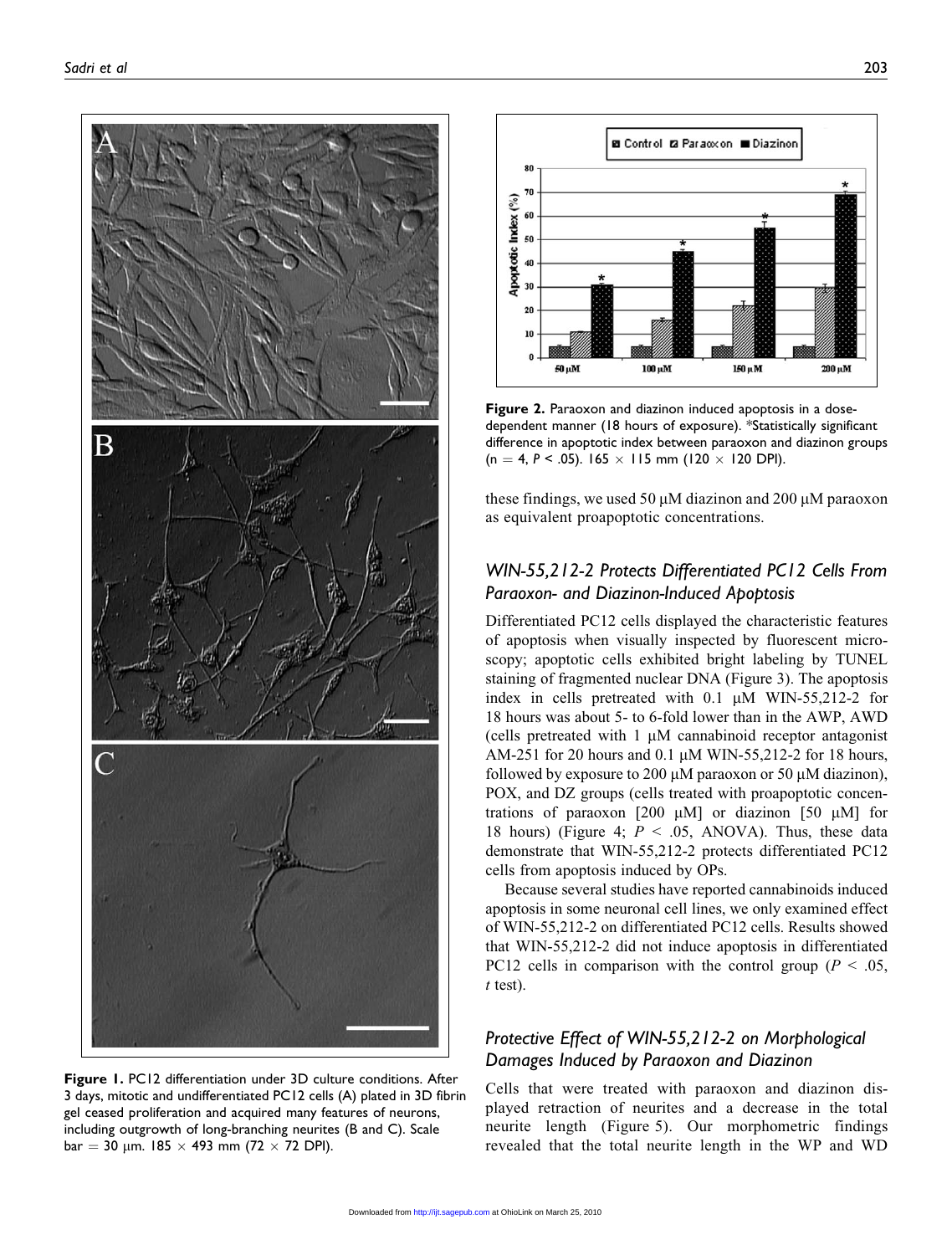Figure 1. PC12 differentiation under 3D culture conditions. After 3 days, mitotic and undifferentiated PC12 cells (A) plated in 3D fibrin gel ceased proliferation and acquired many features of neurons, including outgrowth of long-branching neurites (B and C). Scale bar = 30 μm. 185 × 493 mm (72 × 72 DPI).

Figure 2. Paraoxon and diazinon induced apoptosis in a dose-dependent manner (18 hours of exposure). *Statistically significant difference in apoptotic index between paraoxon and diazinon groups (n = 4, $P < .05$). 165 × 115 mm (120 × 120 DPI).

these findings, we used 50 μM diazinon and 200 μM paraoxon as equivalent proapoptotic concentrations.

## WIN-55,212-2 Protects Differentiated PC12 Cells From Paraoxon- and Diazinon-Induced Apoptosis

Differentiated PC12 cells displayed the characteristic features of apoptosis when visually inspected by fluorescent microscopy; apoptotic cells exhibited bright labeling by TUNEL staining of fragmented nuclear DNA (Figure 3). The apoptosis index in cells pretreated with 0.1 μM WIN-55,212-2 for 18 hours was about 5- to 6-fold lower than in the AWP, AWD (cells pretreated with 1 μM cannabinoid receptor antagonist AM-251 for 20 hours and 0.1 μM WIN-55,212-2 for 18 hours, followed by exposure to 200 μM paraoxon or 50 μM diazinon), POX, and DZ groups (cells treated with proapoptotic concentrations of paraoxon [200 μM] or diazinon [50 μM] for 18 hours) (Figure 4; $P < .05$, ANOVA). Thus, these data demonstrate that WIN-55,212-2 protects differentiated PC12 cells from apoptosis induced by OPs.

Because several studies have reported cannabinoids induced apoptosis in some neuronal cell lines, we only examined effect of WIN-55,212-2 on differentiated PC12 cells. Results showed that WIN-55,212-2 did not induce apoptosis in differentiated PC12 cells in comparison with the control group ($P < .05$, *t* test).

## Protective Effect of WIN-55,212-2 on Morphological Damages Induced by Paraoxon and Diazinon

Cells that were treated with paraoxon and diazinon displayed retraction of neurites and a decrease in the total neurite length (Figure 5). Our morphometric findings revealed that the total neurite length in the WP and WD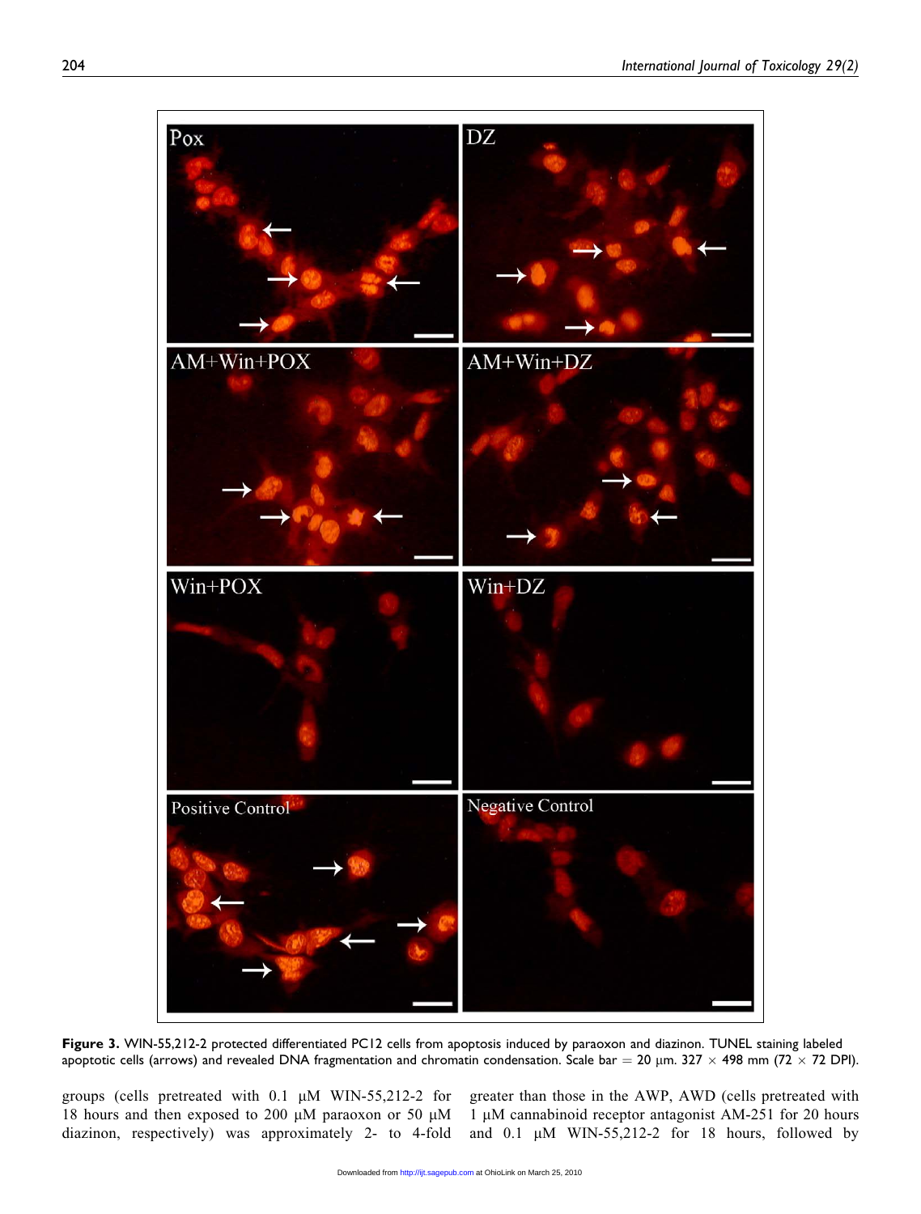Pox

DZ

AM+Win+POX

AM+Win+DZ

Win+POX

Win+DZ

Positive Control

Negative Control

**Figure 3.** WIN-55,212-2 protected differentiated PC12 cells from apoptosis induced by paraoxon and diazinon. TUNEL staining labeled apoptotic cells (arrows) and revealed DNA fragmentation and chromatin condensation. Scale bar = 20 µm. 327 × 498 mm (72 × 72 DPI).

groups (cells pretreated with 0.1 µM WIN-55,212-2 for 18 hours and then exposed to 200 µM paraoxon or 50 µM diazinon, respectively) was approximately 2- to 4-fold greater than those in the AWP, AWD (cells pretreated with 1 µM cannabinoid receptor antagonist AM-251 for 20 hours and 0.1 µM WIN-55,212-2 for 18 hours, followed by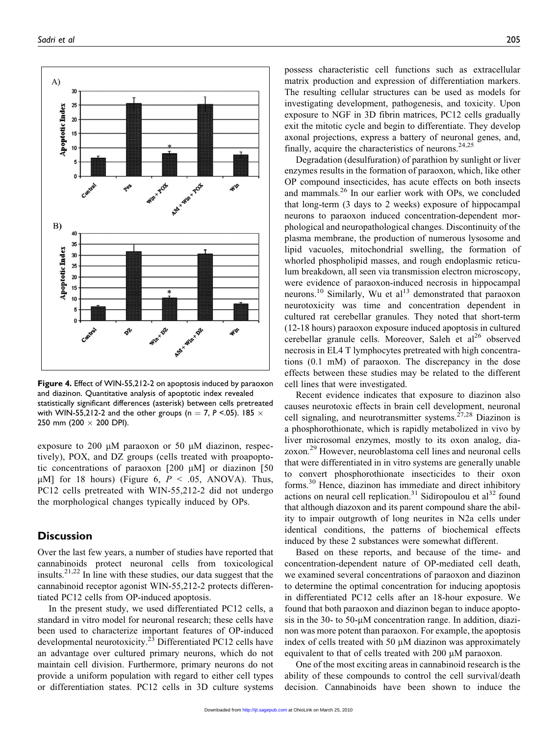A)

Apoptotic Index

30
25
20
15
10
5
0

*

Control
Pox
Win + POX
AM + Win + POX
Win

B)

Apoptotic Index

40
35
30
25
20
15
10
5
0

*

Control
DZ
Win + DZ
AM + Win + DZ
Win

**Figure 4.** Effect of WIN-55,212-2 on apoptosis induced by paraoxon and diazinon. Quantitative analysis of apoptotic index revealed statistically significant differences (asterisk) between cells pretreated with WIN-55,212-2 and the other groups ($n = 7$, $P < .05$). 185 × 250 mm (200 × 200 DPI).

exposure to 200 μM paraoxon or 50 μM diazinon, respectively), POX, and DZ groups (cells treated with proapoptotic concentrations of paraoxon [200 μM] or diazinon [50 μM] for 18 hours) (Figure 6, $P < .05$, ANOVA). Thus, PC12 cells pretreated with WIN-55,212-2 did not undergo the morphological changes typically induced by OPs.

## Discussion

Over the last few years, a number of studies have reported that cannabinoids protect neuronal cells from toxicological insults.[21,22] In line with these studies, our data suggest that the cannabinoid receptor agonist WIN-55,212-2 protects differentiated PC12 cells from OP-induced apoptosis.

In the present study, we used differentiated PC12 cells, a standard in vitro model for neuronal research; these cells have been used to characterize important features of OP-induced developmental neurotoxicity.[23] Differentiated PC12 cells have an advantage over cultured primary neurons, which do not maintain cell division. Furthermore, primary neurons do not provide a uniform population with regard to either cell types or differentiation states. PC12 cells in 3D culture systems possess characteristic cell functions such as extracellular matrix production and expression of differentiation markers. The resulting cellular structures can be used as models for investigating development, pathogenesis, and toxicity. Upon exposure to NGF in 3D fibrin matrices, PC12 cells gradually exit the mitotic cycle and begin to differentiate. They develop axonal projections, express a battery of neuronal genes, and, finally, acquire the characteristics of neurons.[24,25]

Degradation (desulfuration) of parathion by sunlight or liver enzymes results in the formation of paraoxon, which, like other OP compound insecticides, has acute effects on both insects and mammals.[26] In our earlier work with OPs, we concluded that long-term (3 days to 2 weeks) exposure of hippocampal neurons to paraoxon induced concentration-dependent morphological and neuropathological changes. Discontinuity of the plasma membrane, the production of numerous lysosome and lipid vacuoles, mitochondrial swelling, the formation of whorled phospholipid masses, and rough endoplasmic reticulum breakdown, all seen via transmission electron microscopy, were evidence of paraoxon-induced necrosis in hippocampal neurons.[10] Similarly, Wu et al[13] demonstrated that paraoxon neurotoxicity was time and concentration dependent in cultured rat cerebellar granules. They noted that short-term (12-18 hours) paraoxon exposure induced apoptosis in cultured cerebellar granule cells. Moreover, Saleh et al[26] observed necrosis in EL4 T lymphocytes pretreated with high concentrations (0.1 mM) of paraoxon. The discrepancy in the dose effects between these studies may be related to the different cell lines that were investigated.

Recent evidence indicates that exposure to diazinon also causes neurotoxic effects in brain cell development, neuronal cell signaling, and neurotransmitter systems.[27,28] Diazinon is a phosphorothionate, which is rapidly metabolized in vivo by liver microsomal enzymes, mostly to its oxon analog, diazoxon.[29] However, neuroblastoma cell lines and neuronal cells that were differentiated in in vitro systems are generally unable to convert phosphorothionate insecticides to their oxon forms.[30] Hence, diazinon has immediate and direct inhibitory actions on neural cell replication.[31] Sidiropoulou et al[32] found that although diazoxon and its parent compound share the ability to impair outgrowth of long neurites in N2a cells under identical conditions, the patterns of biochemical effects induced by these 2 substances were somewhat different.

Based on these reports, and because of the time- and concentration-dependent nature of OP-mediated cell death, we examined several concentrations of paraoxon and diazinon to determine the optimal concentration for inducing apoptosis in differentiated PC12 cells after an 18-hour exposure. We found that both paraoxon and diazinon began to induce apoptosis in the 30- to 50-μM concentration range. In addition, diazinon was more potent than paraoxon. For example, the apoptosis index of cells treated with 50 μM diazinon was approximately equivalent to that of cells treated with 200 μM paraoxon.

One of the most exciting areas in cannabinoid research is the ability of these compounds to control the cell survival/death decision. Cannabinoids have been shown to induce the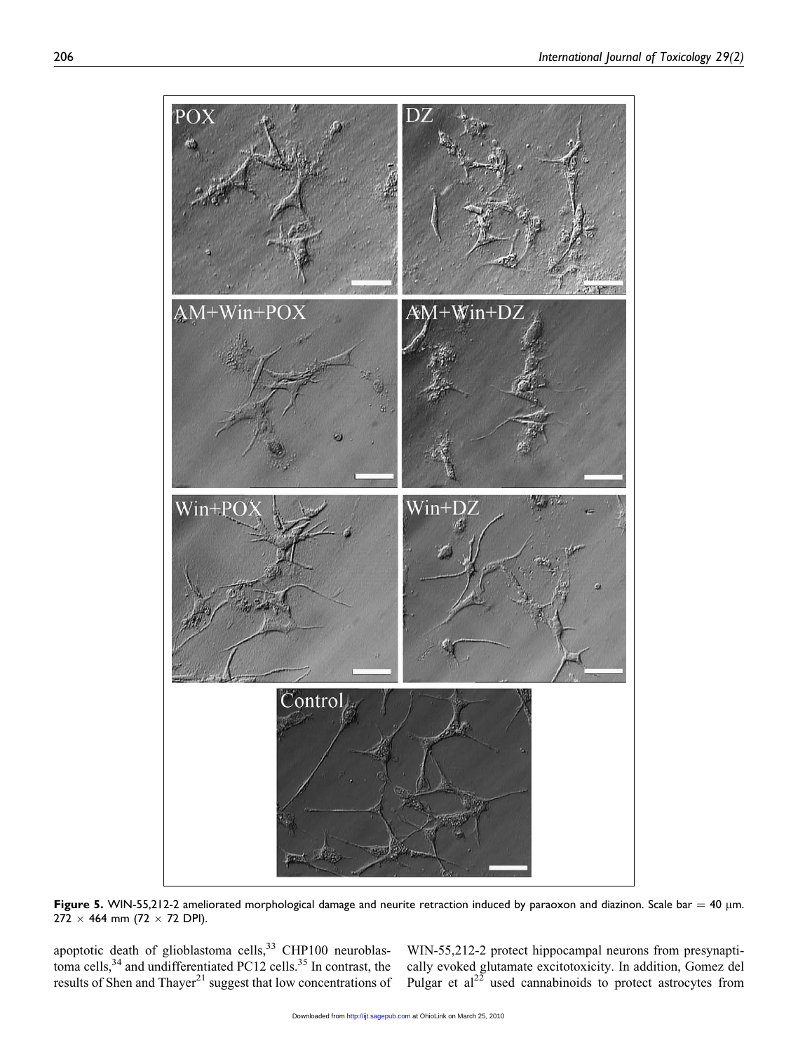POX

DZ

AM+Win+POX

AM+Win+DZ

Win+POX

Win+DZ

Control

**Figure 5.** WIN-55,212-2 ameliorated morphological damage and neurite retraction induced by paraoxon and diazinon. Scale bar = 40 μm. 272 × 464 mm (72 × 72 DPI).

apoptotic death of glioblastoma cells,[33] CHP100 neuroblastoma cells,[34] and undifferentiated PC12 cells.[35] In contrast, the results of Shen and Thayer[21] suggest that low concentrations of WIN-55,212-2 protect hippocampal neurons from presynaptically evoked glutamate excitotoxicity. In addition, Gomez del Pulgar et al[22] used cannabinoids to protect astrocytes from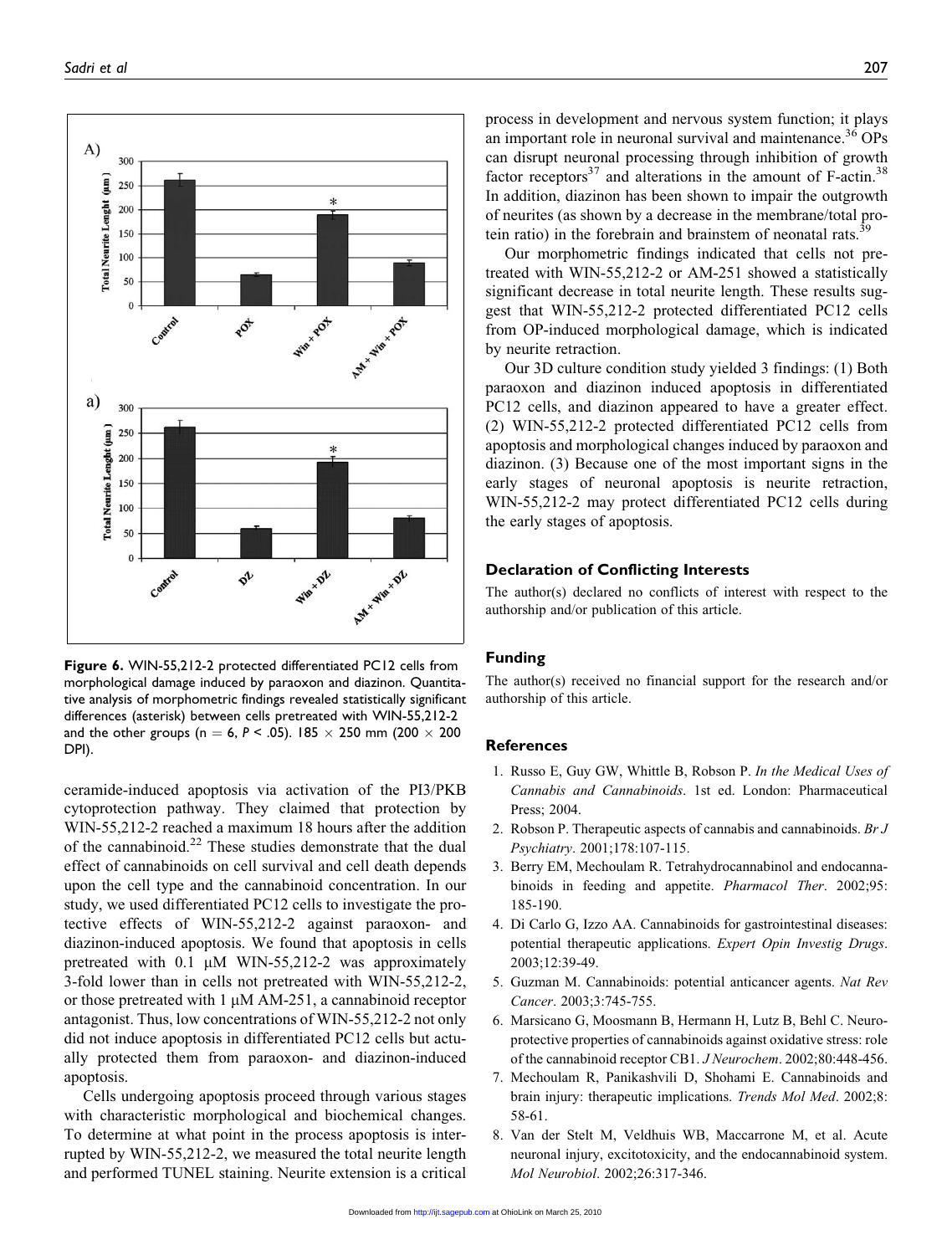A)

Total Neurite Lenght (μm)

300
250
200
150
100
50
0

Control
POX
Win + POX
AM + Win + POX

*

a)

Total Neurite Lenght (μm)

300
250
200
150
100
50
0

Control
DZ
Win + DZ
AM + Win + DZ

*

**Figure 6.** WIN-55,212-2 protected differentiated PC12 cells from morphological damage induced by paraoxon and diazinon. Quantitative analysis of morphometric findings revealed statistically significant differences (asterisk) between cells pretreated with WIN-55,212-2 and the other groups (n = 6, $P < .05$). 185 × 250 mm (200 × 200 DPI).

ceramide-induced apoptosis via activation of the PI3/PKB cytoprotection pathway. They claimed that protection by WIN-55,212-2 reached a maximum 18 hours after the addition of the cannabinoid.[22] These studies demonstrate that the dual effect of cannabinoids on cell survival and cell death depends upon the cell type and the cannabinoid concentration. In our study, we used differentiated PC12 cells to investigate the protective effects of WIN-55,212-2 against paraoxon- and diazinon-induced apoptosis. We found that apoptosis in cells pretreated with 0.1 μM WIN-55,212-2 was approximately 3-fold lower than in cells not pretreated with WIN-55,212-2, or those pretreated with 1 μM AM-251, a cannabinoid receptor antagonist. Thus, low concentrations of WIN-55,212-2 not only did not induce apoptosis in differentiated PC12 cells but actually protected them from paraoxon- and diazinon-induced apoptosis.

Cells undergoing apoptosis proceed through various stages with characteristic morphological and biochemical changes. To determine at what point in the process apoptosis is interrupted by WIN-55,212-2, we measured the total neurite length and performed TUNEL staining. Neurite extension is a critical process in development and nervous system function; it plays an important role in neuronal survival and maintenance.[36] OPs can disrupt neuronal processing through inhibition of growth factor receptors[37] and alterations in the amount of F-actin.[38] In addition, diazinon has been shown to impair the outgrowth of neurites (as shown by a decrease in the membrane/total protein ratio) in the forebrain and brainstem of neonatal rats.[39]

Our morphometric findings indicated that cells not pretreated with WIN-55,212-2 or AM-251 showed a statistically significant decrease in total neurite length. These results suggest that WIN-55,212-2 protected differentiated PC12 cells from OP-induced morphological damage, which is indicated by neurite retraction.

Our 3D culture condition study yielded 3 findings: (1) Both paraoxon and diazinon induced apoptosis in differentiated PC12 cells, and diazinon appeared to have a greater effect. (2) WIN-55,212-2 protected differentiated PC12 cells from apoptosis and morphological changes induced by paraoxon and diazinon. (3) Because one of the most important signs in the early stages of neuronal apoptosis is neurite retraction, WIN-55,212-2 may protect differentiated PC12 cells during the early stages of apoptosis.

## Declaration of Conflicting Interests

The author(s) declared no conflicts of interest with respect to the authorship and/or publication of this article.

## Funding

The author(s) received no financial support for the research and/or authorship of this article.

## References

1. Russo E, Guy GW, Whittle B, Robson P. *In the Medical Uses of Cannabis and Cannabinoids*. 1st ed. London: Pharmaceutical Press; 2004.
2. Robson P. Therapeutic aspects of cannabis and cannabinoids. *Br J Psychiatry*. 2001;178:107-115.
3. Berry EM, Mechoulam R. Tetrahydrocannabinol and endocannabinoids in feeding and appetite. *Pharmacol Ther*. 2002;95: 185-190.
4. Di Carlo G, Izzo AA. Cannabinoids for gastrointestinal diseases: potential therapeutic applications. *Expert Opin Investig Drugs*. 2003;12:39-49.
5. Guzman M. Cannabinoids: potential anticancer agents. *Nat Rev Cancer*. 2003;3:745-755.
6. Marsicano G, Moosmann B, Hermann H, Lutz B, Behl C. Neuroprotective properties of cannabinoids against oxidative stress: role of the cannabinoid receptor CB1. *J Neurochem*. 2002;80:448-456.
7. Mechoulam R, Panikashvili D, Shohami E. Cannabinoids and brain injury: therapeutic implications. *Trends Mol Med*. 2002;8: 58-61.
8. Van der Stelt M, Veldhuis WB, Maccarrone M, et al. Acute neuronal injury, excitotoxicity, and the endocannabinoid system. *Mol Neurobiol*. 2002;26:317-346.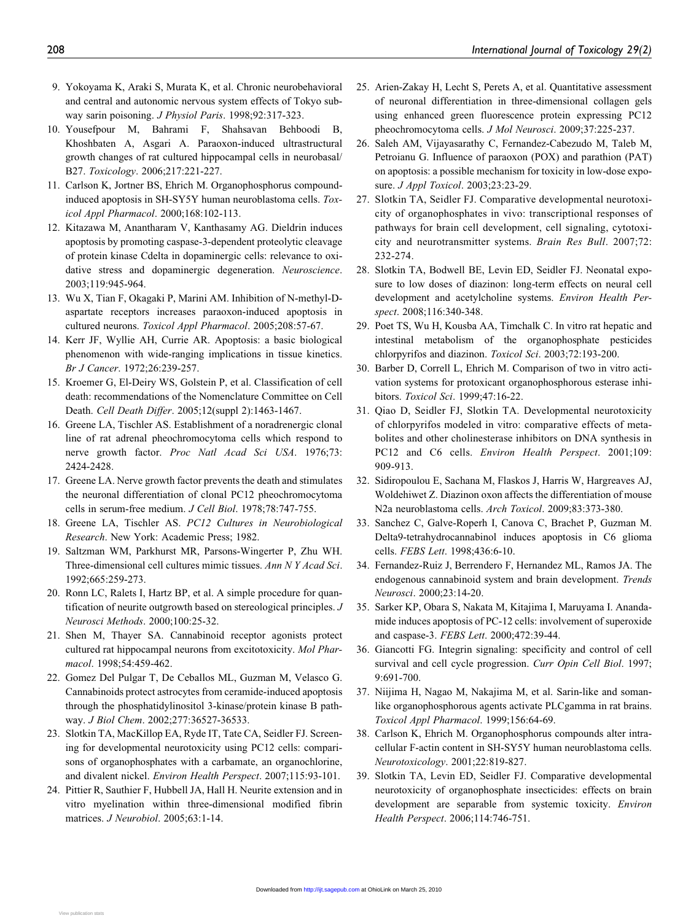9. Yokoyama K, Araki S, Murata K, et al. Chronic neurobehavioral and central and autonomic nervous system effects of Tokyo subway sarin poisoning. *J Physiol Paris*. 1998;92:317-323.
10. Yousefpour M, Bahrami F, Shahsavan Behboodi B, Khoshbaten A, Asgari A. Paraoxon-induced ultrastructural growth changes of rat cultured hippocampal cells in neurobasal/B27. *Toxicology*. 2006;217:221-227.
11. Carlson K, Jortner BS, Ehrich M. Organophosphorus compound-induced apoptosis in SH-SY5Y human neuroblastoma cells. *Toxicol Appl Pharmacol*. 2000;168:102-113.
12. Kitazawa M, Anantharam V, Kanthasamy AG. Dieldrin induces apoptosis by promoting caspase-3-dependent proteolytic cleavage of protein kinase Cdelta in dopaminergic cells: relevance to oxidative stress and dopaminergic degeneration. *Neuroscience*. 2003;119:945-964.
13. Wu X, Tian F, Okagaki P, Marini AM. Inhibition of N-methyl-D-aspartate receptors increases paraoxon-induced apoptosis in cultured neurons. *Toxicol Appl Pharmacol*. 2005;208:57-67.
14. Kerr JF, Wyllie AH, Currie AR. Apoptosis: a basic biological phenomenon with wide-ranging implications in tissue kinetics. *Br J Cancer*. 1972;26:239-257.
15. Kroemer G, El-Deiry WS, Golstein P, et al. Classification of cell death: recommendations of the Nomenclature Committee on Cell Death. *Cell Death Differ*. 2005;12(suppl 2):1463-1467.
16. Greene LA, Tischler AS. Establishment of a noradrenergic clonal line of rat adrenal pheochromocytoma cells which respond to nerve growth factor. *Proc Natl Acad Sci USA*. 1976;73:2424-2428.
17. Greene LA. Nerve growth factor prevents the death and stimulates the neuronal differentiation of clonal PC12 pheochromocytoma cells in serum-free medium. *J Cell Biol*. 1978;78:747-755.
18. Greene LA, Tischler AS. *PC12 Cultures in Neurobiological Research*. New York: Academic Press; 1982.
19. Saltzman WM, Parkhurst MR, Parsons-Wingerter P, Zhu WH. Three-dimensional cell cultures mimic tissues. *Ann N Y Acad Sci*. 1992;665:259-273.
20. Ronn LC, Ralets I, Hartz BP, et al. A simple procedure for quantification of neurite outgrowth based on stereological principles. *J Neurosci Methods*. 2000;100:25-32.
21. Shen M, Thayer SA. Cannabinoid receptor agonists protect cultured rat hippocampal neurons from excitotoxicity. *Mol Pharmacol*. 1998;54:459-462.
22. Gomez Del Pulgar T, De Ceballos ML, Guzman M, Velasco G. Cannabinoids protect astrocytes from ceramide-induced apoptosis through the phosphatidylinositol 3-kinase/protein kinase B pathway. *J Biol Chem*. 2002;277:36527-36533.
23. Slotkin TA, MacKillop EA, Ryde IT, Tate CA, Seidler FJ. Screening for developmental neurotoxicity using PC12 cells: comparisons of organophosphates with a carbamate, an organochlorine, and divalent nickel. *Environ Health Perspect*. 2007;115:93-101.
24. Pittier R, Sauthier F, Hubbell JA, Hall H. Neurite extension and in vitro myelination within three-dimensional modified fibrin matrices. *J Neurobiol*. 2005;63:1-14.
25. Arien-Zakay H, Lecht S, Perets A, et al. Quantitative assessment of neuronal differentiation in three-dimensional collagen gels using enhanced green fluorescence protein expressing PC12 pheochromocytoma cells. *J Mol Neurosci*. 2009;37:225-237.
26. Saleh AM, Vijayasarathy C, Fernandez-Cabezudo M, Taleb M, Petroianu G. Influence of paraoxon (POX) and parathion (PAT) on apoptosis: a possible mechanism for toxicity in low-dose exposure. *J Appl Toxicol*. 2003;23:23-29.
27. Slotkin TA, Seidler FJ. Comparative developmental neurotoxicity of organophosphates in vivo: transcriptional responses of pathways for brain cell development, cell signaling, cytotoxicity and neurotransmitter systems. *Brain Res Bull*. 2007;72:232-274.
28. Slotkin TA, Bodwell BE, Levin ED, Seidler FJ. Neonatal exposure to low doses of diazinon: long-term effects on neural cell development and acetylcholine systems. *Environ Health Perspect*. 2008;116:340-348.
29. Poet TS, Wu H, Kousba AA, Timchalk C. In vitro rat hepatic and intestinal metabolism of the organophosphate pesticides chlorpyrifos and diazinon. *Toxicol Sci*. 2003;72:193-200.
30. Barber D, Correll L, Ehrich M. Comparison of two in vitro activation systems for protoxicant organophosphorous esterase inhibitors. *Toxicol Sci*. 1999;47:16-22.
31. Qiao D, Seidler FJ, Slotkin TA. Developmental neurotoxicity of chlorpyrifos modeled in vitro: comparative effects of metabolites and other cholinesterase inhibitors on DNA synthesis in PC12 and C6 cells. *Environ Health Perspect*. 2001;109:909-913.
32. Sidiropoulou E, Sachana M, Flaskos J, Harris W, Hargreaves AJ, Woldehiwet Z. Diazinon oxon affects the differentiation of mouse N2a neuroblastoma cells. *Arch Toxicol*. 2009;83:373-380.
33. Sanchez C, Galve-Roperh I, Canova C, Brachet P, Guzman M. Delta9-tetrahydrocannabinol induces apoptosis in C6 glioma cells. *FEBS Lett*. 1998;436:6-10.
34. Fernandez-Ruiz J, Berrendero F, Hernandez ML, Ramos JA. The endogenous cannabinoid system and brain development. *Trends Neurosci*. 2000;23:14-20.
35. Sarker KP, Obara S, Nakata M, Kitajima I, Maruyama I. Anandamide induces apoptosis of PC-12 cells: involvement of superoxide and caspase-3. *FEBS Lett*. 2000;472:39-44.
36. Giancotti FG. Integrin signaling: specificity and control of cell survival and cell cycle progression. *Curr Opin Cell Biol*. 1997;9:691-700.
37. Niijima H, Nagao M, Nakajima M, et al. Sarin-like and soman-like organophosphorous agents activate PLCgamma in rat brains. *Toxicol Appl Pharmacol*. 1999;156:64-69.
38. Carlson K, Ehrich M. Organophosphorus compounds alter intracellular F-actin content in SH-SY5Y human neuroblastoma cells. *Neurotoxicology*. 2001;22:819-827.
39. Slotkin TA, Levin ED, Seidler FJ. Comparative developmental neurotoxicity of organophosphate insecticides: effects on brain development are separable from systemic toxicity. *Environ Health Perspect*. 2006;114:746-751.